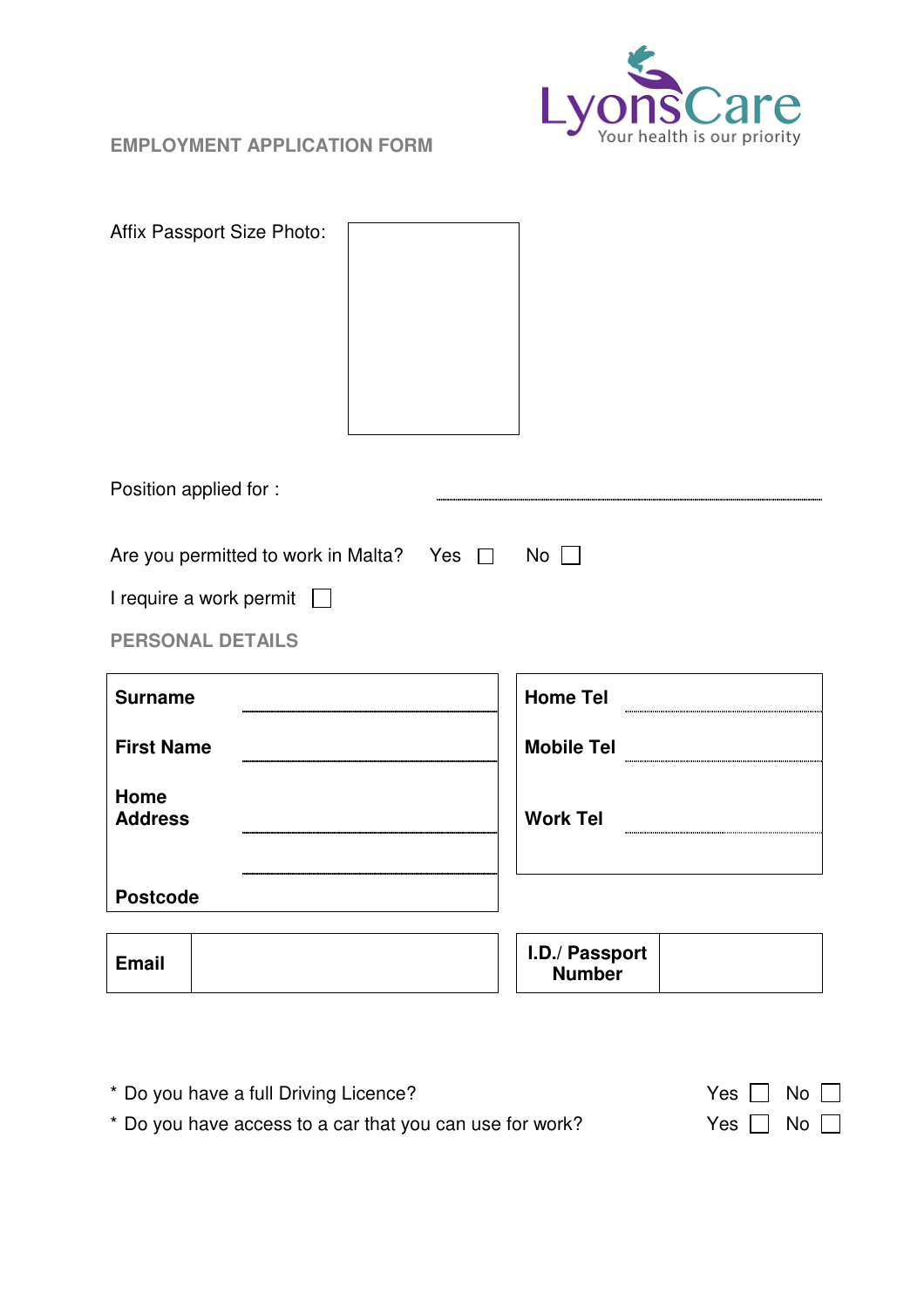LyonsCare
Your health is our priority

## EMPLOYMENT APPLICATION FORM

Affix Passport Size Photo:

Position applied for : ..............................................................................

Are you permitted to work in Malta? Yes ☐ No ☐

I require a work permit ☐

## PERSONAL DETAILS

| | |
|---|---|
| **Surname** | |
| **First Name** | |
| **Home Address** | |
| | |
| **Postcode** | |

| | |
|---|---|
| **Home Tel** | |
| **Mobile Tel** | |
| **Work Tel** | |

| | |
|---|---|
| **Email** | |

| | |
|---|---|
| **I.D./ Passport Number** | |

\* Do you have a full Driving Licence? Yes ☐ No ☐

\* Do you have access to a car that you can use for work? Yes ☐ No ☐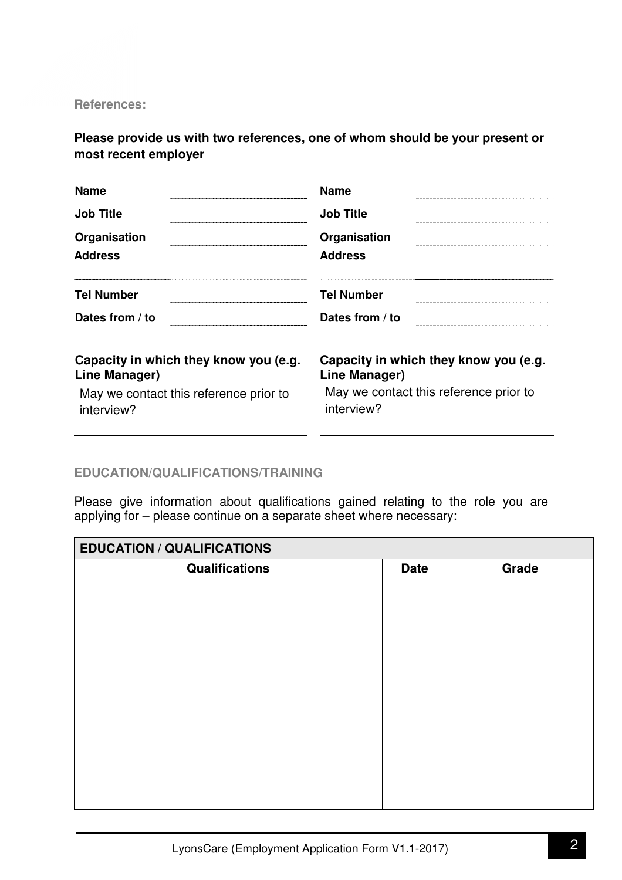**References:**

**Please provide us with two references, one of whom should be your present or most recent employer**

| | Reference 1 | | Reference 2 |
|---|---|---|---|
| **Name** | | **Name** | |
| **Job Title** | | **Job Title** | |
| **Organisation** | | **Organisation** | |
| **Address** | | **Address** | |
| **Tel Number** | | **Tel Number** | |
| **Dates from / to** | | **Dates from / to** | |

**Capacity in which they know you (e.g. Line Manager)**

May we contact this reference prior to interview?

**Capacity in which they know you (e.g. Line Manager)**

May we contact this reference prior to interview?

**EDUCATION/QUALIFICATIONS/TRAINING**

Please give information about qualifications gained relating to the role you are applying for – please continue on a separate sheet where necessary:

| **EDUCATION / QUALIFICATIONS** | | |
|---|---|---|
| **Qualifications** | **Date** | **Grade** |
| | | |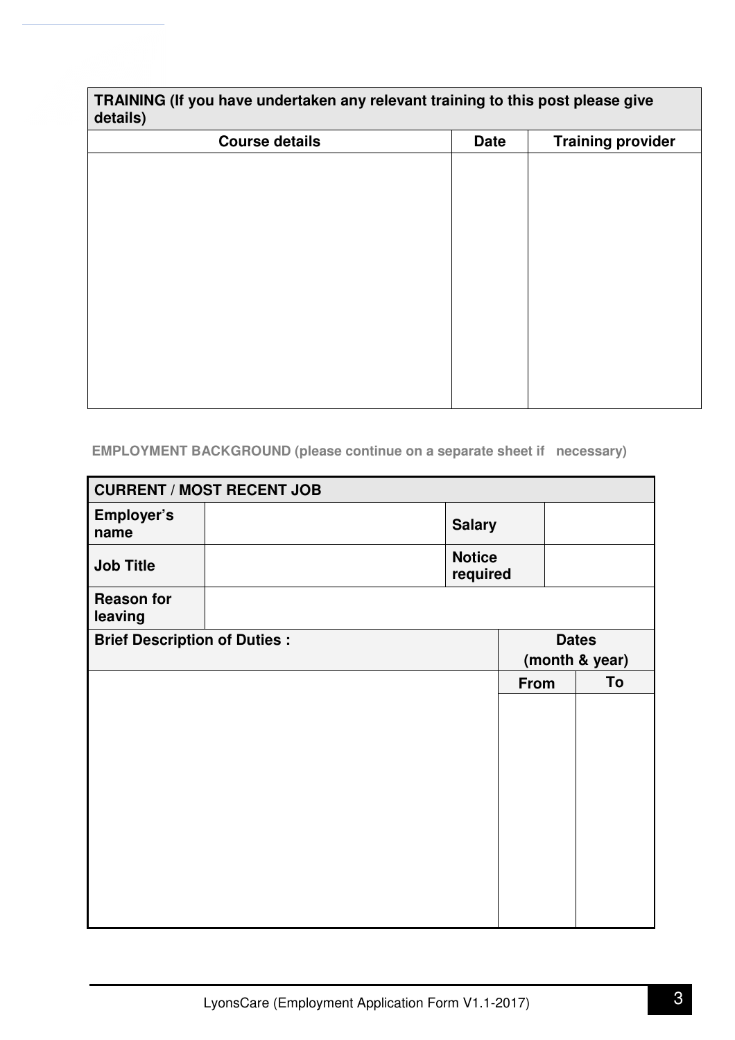| TRAINING (If you have undertaken any relevant training to this post please give details) | | |
|---|---|---|
| **Course details** | **Date** | **Training provider** |
| | | |

**EMPLOYMENT BACKGROUND (please continue on a separate sheet if necessary)**

| CURRENT / MOST RECENT JOB | | | |
|---|---|---|---|
| **Employer's name** | | **Salary** | |
| **Job Title** | | **Notice required** | |
| **Reason for leaving** | | | |

| Brief Description of Duties : | Dates (month & year) | |
|---|---|---|
| | **From** | **To** |
| | | |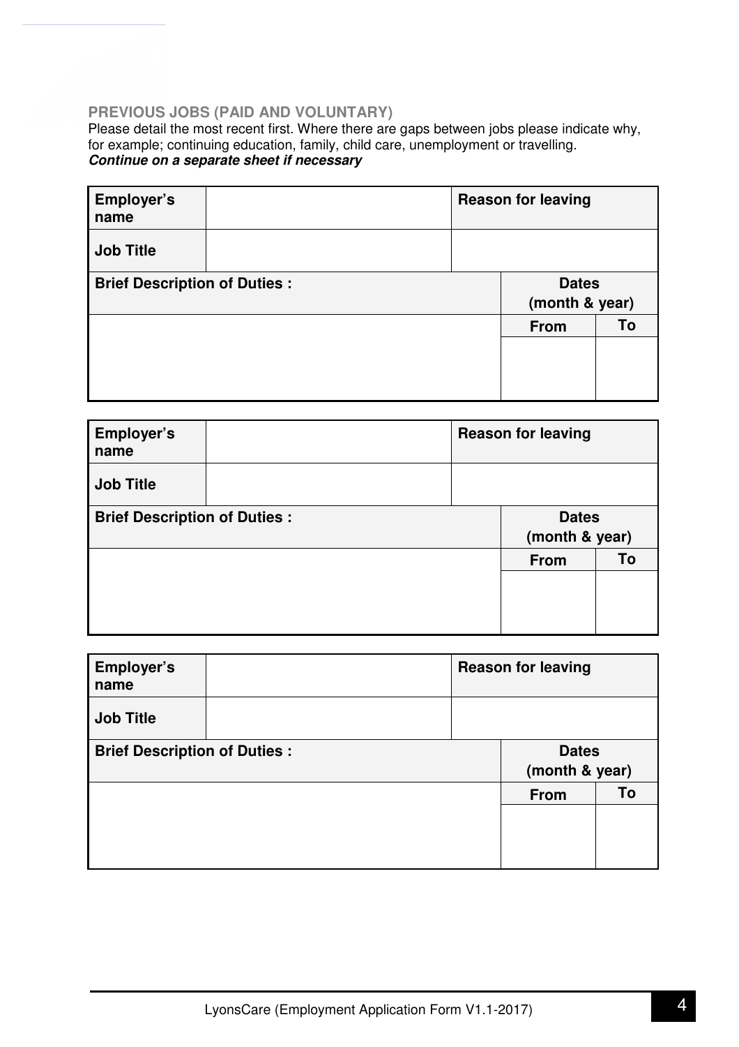### PREVIOUS JOBS (PAID AND VOLUNTARY)

Please detail the most recent first. Where there are gaps between jobs please indicate why, for example; continuing education, family, child care, unemployment or travelling.
***Continue on a separate sheet if necessary***

| Employer's name | | Reason for leaving | |
|---|---|---|---|
| Job Title | | | |
| Brief Description of Duties : | | Dates (month & year) | |
| | | From | To |
| | | | |

| Employer's name | | Reason for leaving | |
|---|---|---|---|
| Job Title | | | |
| Brief Description of Duties : | | Dates (month & year) | |
| | | From | To |
| | | | |

| Employer's name | | Reason for leaving | |
|---|---|---|---|
| Job Title | | | |
| Brief Description of Duties : | | Dates (month & year) | |
| | | From | To |
| | | | |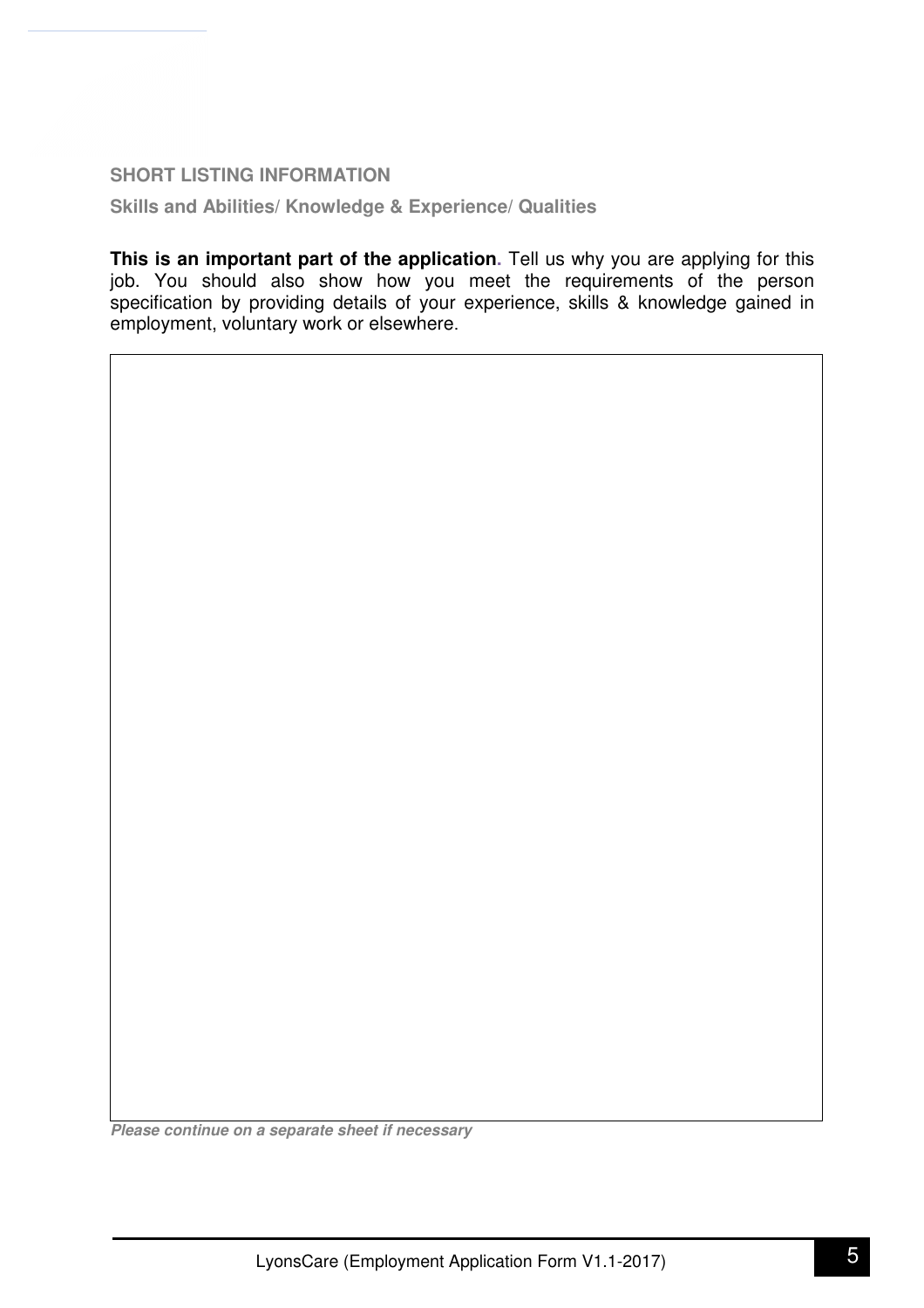## SHORT LISTING INFORMATION

### Skills and Abilities/ Knowledge & Experience/ Qualities

**This is an important part of the application.** Tell us why you are applying for this job. You should also show how you meet the requirements of the person specification by providing details of your experience, skills & knowledge gained in employment, voluntary work or elsewhere.

| |
|---|
| |

***Please continue on a separate sheet if necessary***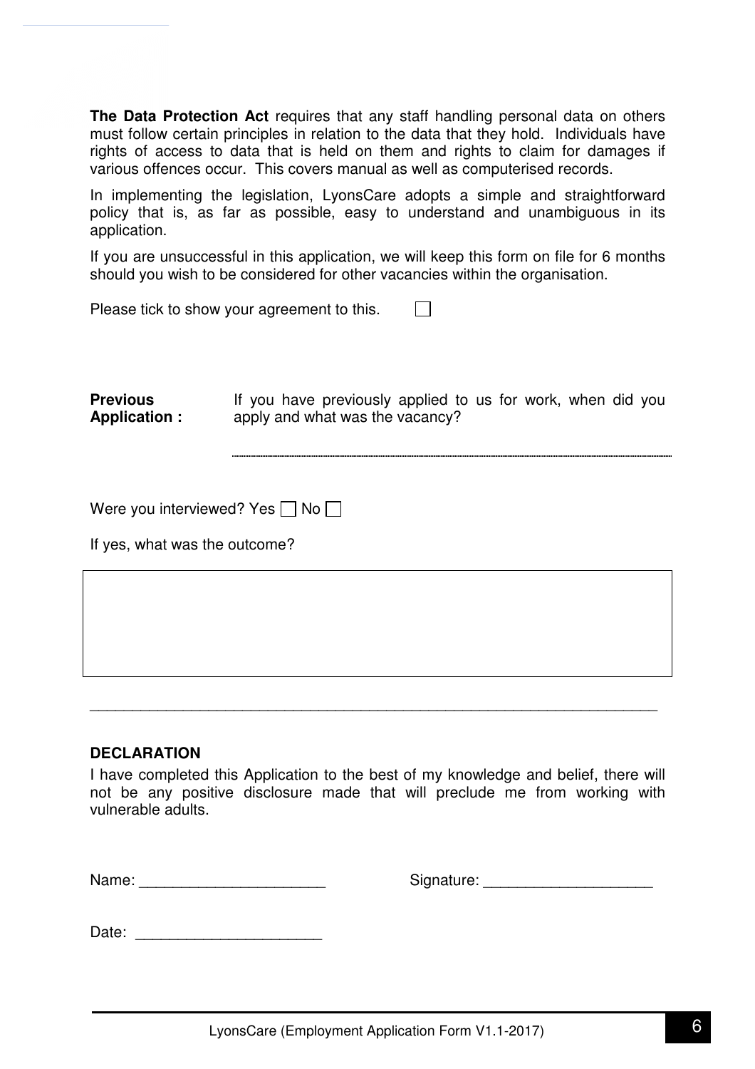**The Data Protection Act** requires that any staff handling personal data on others must follow certain principles in relation to the data that they hold. Individuals have rights of access to data that is held on them and rights to claim for damages if various offences occur. This covers manual as well as computerised records.

In implementing the legislation, LyonsCare adopts a simple and straightforward policy that is, as far as possible, easy to understand and unambiguous in its application.

If you are unsuccessful in this application, we will keep this form on file for 6 months should you wish to be considered for other vacancies within the organisation.

Please tick to show your agreement to this. ☐

**Previous Application :** If you have previously applied to us for work, when did you apply and what was the vacancy?

______________________________________________

Were you interviewed? Yes ☐ No ☐

If yes, what was the outcome?

______________________________________________

______________________________________________

## DECLARATION

I have completed this Application to the best of my knowledge and belief, there will not be any positive disclosure made that will preclude me from working with vulnerable adults.

Name: ______________________ Signature: ____________________

Date: ______________________